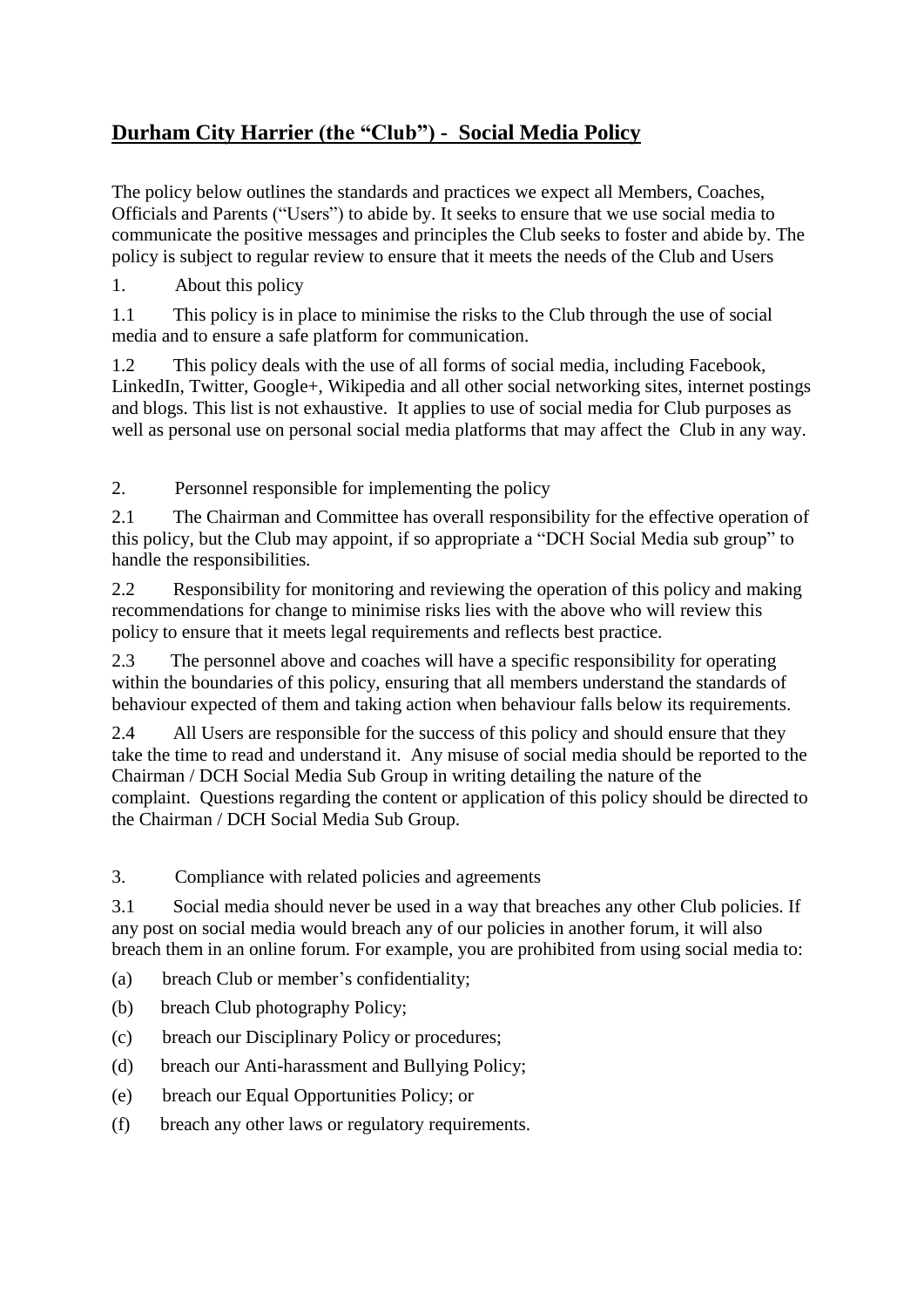# Durham City Harrier (the "Club") - Social Media Policy

The policy below outlines the standards and practices we expect all Members, Coaches, Officials and Parents ("Users") to abide by. It seeks to ensure that we use social media to communicate the positive messages and principles the Club seeks to foster and abide by. The policy is subject to regular review to ensure that it meets the needs of the Club and Users

1. About this policy

1.1 This policy is in place to minimise the risks to the Club through the use of social media and to ensure a safe platform for communication.

1.2 This policy deals with the use of all forms of social media, including Facebook, LinkedIn, Twitter, Google+, Wikipedia and all other social networking sites, internet postings and blogs. This list is not exhaustive. It applies to use of social media for Club purposes as well as personal use on personal social media platforms that may affect the Club in any way.

2. Personnel responsible for implementing the policy

2.1 The Chairman and Committee has overall responsibility for the effective operation of this policy, but the Club may appoint, if so appropriate a "DCH Social Media sub group" to handle the responsibilities.

2.2 Responsibility for monitoring and reviewing the operation of this policy and making recommendations for change to minimise risks lies with the above who will review this policy to ensure that it meets legal requirements and reflects best practice.

2.3 The personnel above and coaches will have a specific responsibility for operating within the boundaries of this policy, ensuring that all members understand the standards of behaviour expected of them and taking action when behaviour falls below its requirements.

2.4 All Users are responsible for the success of this policy and should ensure that they take the time to read and understand it. Any misuse of social media should be reported to the Chairman / DCH Social Media Sub Group in writing detailing the nature of the complaint. Questions regarding the content or application of this policy should be directed to the Chairman / DCH Social Media Sub Group.

3. Compliance with related policies and agreements

3.1 Social media should never be used in a way that breaches any other Club policies. If any post on social media would breach any of our policies in another forum, it will also breach them in an online forum. For example, you are prohibited from using social media to:

(a) breach Club or member's confidentiality;

(b) breach Club photography Policy;

(c) breach our Disciplinary Policy or procedures;

(d) breach our Anti-harassment and Bullying Policy;

(e) breach our Equal Opportunities Policy; or

(f) breach any other laws or regulatory requirements.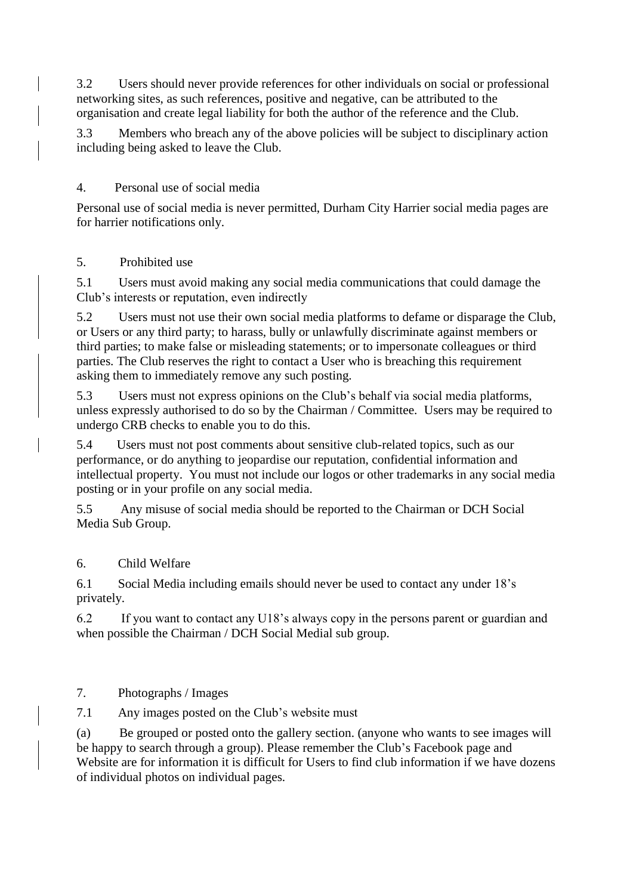3.2 Users should never provide references for other individuals on social or professional networking sites, as such references, positive and negative, can be attributed to the organisation and create legal liability for both the author of the reference and the Club.

3.3 Members who breach any of the above policies will be subject to disciplinary action including being asked to leave the Club.

## 4. Personal use of social media

Personal use of social media is never permitted, Durham City Harrier social media pages are for harrier notifications only.

## 5. Prohibited use

5.1 Users must avoid making any social media communications that could damage the Club's interests or reputation, even indirectly

5.2 Users must not use their own social media platforms to defame or disparage the Club, or Users or any third party; to harass, bully or unlawfully discriminate against members or third parties; to make false or misleading statements; or to impersonate colleagues or third parties. The Club reserves the right to contact a User who is breaching this requirement asking them to immediately remove any such posting.

5.3 Users must not express opinions on the Club's behalf via social media platforms, unless expressly authorised to do so by the Chairman / Committee. Users may be required to undergo CRB checks to enable you to do this.

5.4 Users must not post comments about sensitive club-related topics, such as our performance, or do anything to jeopardise our reputation, confidential information and intellectual property. You must not include our logos or other trademarks in any social media posting or in your profile on any social media.

5.5 Any misuse of social media should be reported to the Chairman or DCH Social Media Sub Group.

## 6. Child Welfare

6.1 Social Media including emails should never be used to contact any under 18's privately.

6.2 If you want to contact any U18's always copy in the persons parent or guardian and when possible the Chairman / DCH Social Medial sub group.

## 7. Photographs / Images

7.1 Any images posted on the Club's website must

(a) Be grouped or posted onto the gallery section. (anyone who wants to see images will be happy to search through a group). Please remember the Club's Facebook page and Website are for information it is difficult for Users to find club information if we have dozens of individual photos on individual pages.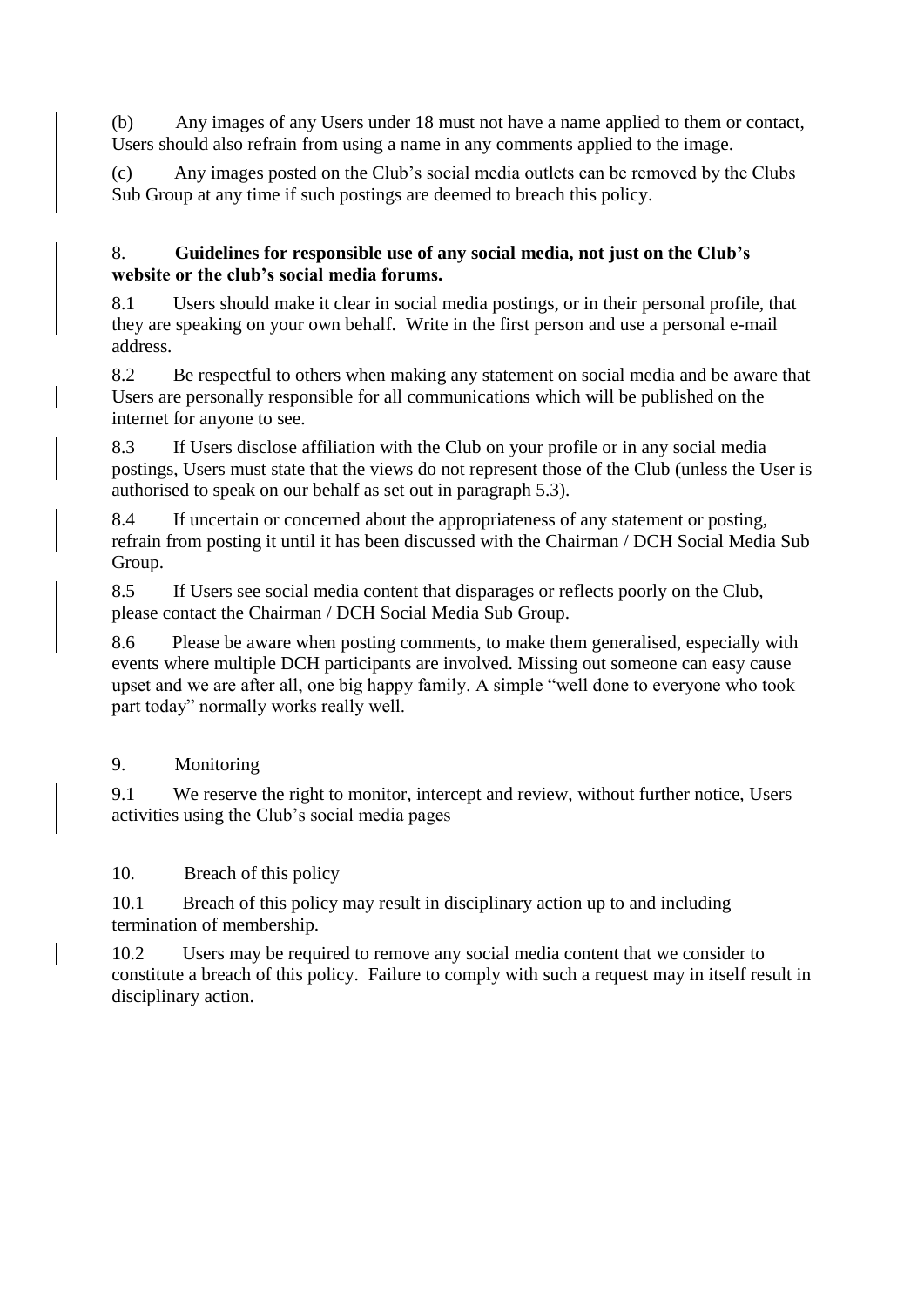(b) Any images of any Users under 18 must not have a name applied to them or contact, Users should also refrain from using a name in any comments applied to the image.

(c) Any images posted on the Club's social media outlets can be removed by the Clubs Sub Group at any time if such postings are deemed to breach this policy.

## 8. **Guidelines for responsible use of any social media, not just on the Club's website or the club's social media forums.**

8.1 Users should make it clear in social media postings, or in their personal profile, that they are speaking on your own behalf. Write in the first person and use a personal e-mail address.

8.2 Be respectful to others when making any statement on social media and be aware that Users are personally responsible for all communications which will be published on the internet for anyone to see.

8.3 If Users disclose affiliation with the Club on your profile or in any social media postings, Users must state that the views do not represent those of the Club (unless the User is authorised to speak on our behalf as set out in paragraph 5.3).

8.4 If uncertain or concerned about the appropriateness of any statement or posting, refrain from posting it until it has been discussed with the Chairman / DCH Social Media Sub Group.

8.5 If Users see social media content that disparages or reflects poorly on the Club, please contact the Chairman / DCH Social Media Sub Group.

8.6 Please be aware when posting comments, to make them generalised, especially with events where multiple DCH participants are involved. Missing out someone can easy cause upset and we are after all, one big happy family. A simple "well done to everyone who took part today" normally works really well.

## 9. Monitoring

9.1 We reserve the right to monitor, intercept and review, without further notice, Users activities using the Club's social media pages

## 10. Breach of this policy

10.1 Breach of this policy may result in disciplinary action up to and including termination of membership.

10.2 Users may be required to remove any social media content that we consider to constitute a breach of this policy. Failure to comply with such a request may in itself result in disciplinary action.